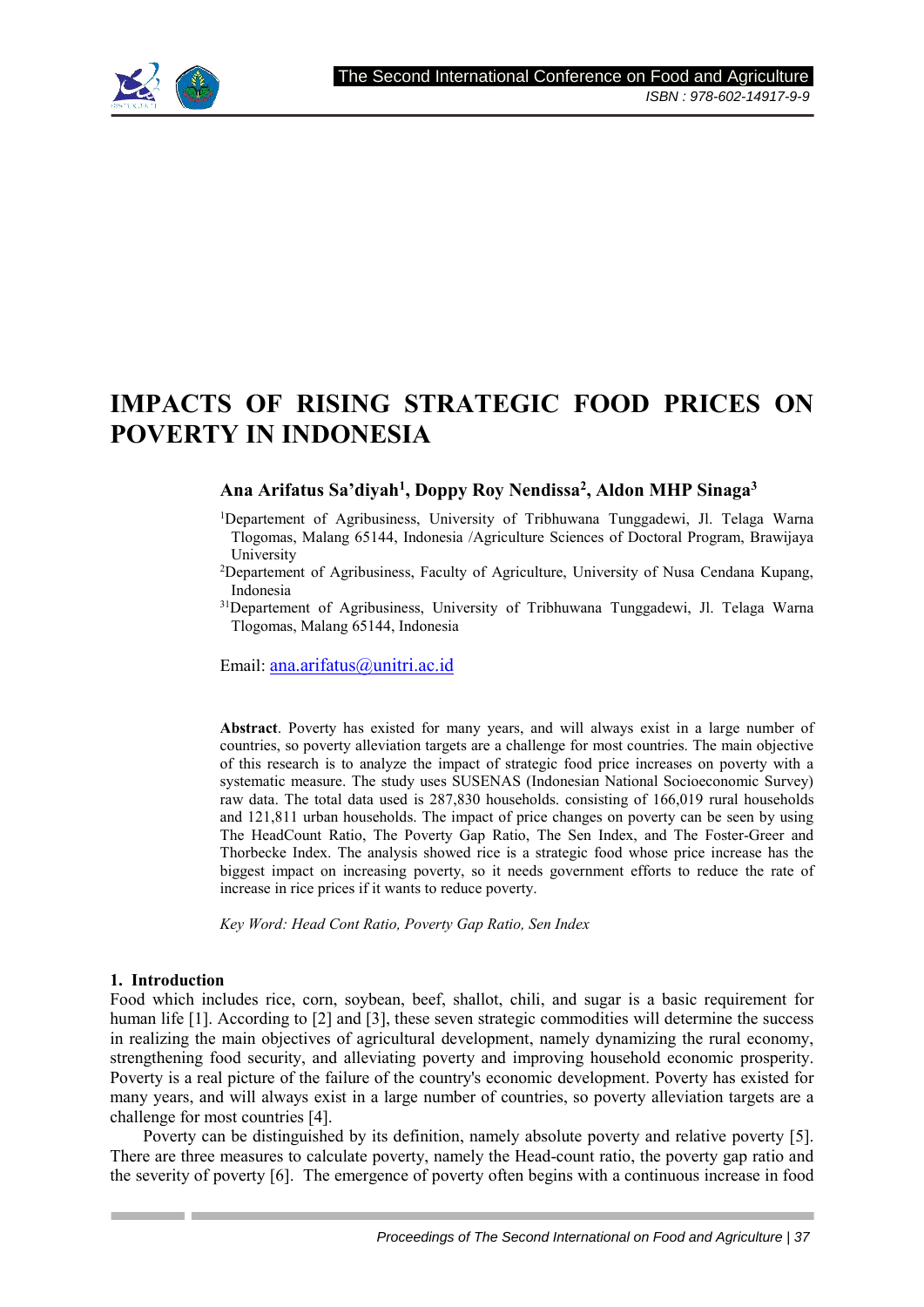# IMPACTS OF RISING STRATEGIC FOOD PRICES ON POVERTY IN INDONESIA

**Ana Arifatus Sa'diyah[1], Doppy Roy Nendissa[2], Aldon MHP Sinaga[3]**

[1]Departement of Agribusiness, University of Tribhuwana Tunggadewi, Jl. Telaga Warna Tlogomas, Malang 65144, Indonesia /Agriculture Sciences of Doctoral Program, Brawijaya University

[2]Departement of Agribusiness, Faculty of Agriculture, University of Nusa Cendana Kupang, Indonesia

[31]Departement of Agribusiness, University of Tribhuwana Tunggadewi, Jl. Telaga Warna Tlogomas, Malang 65144, Indonesia

Email: ana.arifatus@unitri.ac.id

**Abstract**. Poverty has existed for many years, and will always exist in a large number of countries, so poverty alleviation targets are a challenge for most countries. The main objective of this research is to analyze the impact of strategic food price increases on poverty with a systematic measure. The study uses SUSENAS (Indonesian National Socioeconomic Survey) raw data. The total data used is 287,830 households. consisting of 166,019 rural households and 121,811 urban households. The impact of price changes on poverty can be seen by using The HeadCount Ratio, The Poverty Gap Ratio, The Sen Index, and The Foster-Greer and Thorbecke Index. The analysis showed rice is a strategic food whose price increase has the biggest impact on increasing poverty, so it needs government efforts to reduce the rate of increase in rice prices if it wants to reduce poverty.

*Key Word: Head Cont Ratio, Poverty Gap Ratio, Sen Index*

## 1. Introduction

Food which includes rice, corn, soybean, beef, shallot, chili, and sugar is a basic requirement for human life [1]. According to [2] and [3], these seven strategic commodities will determine the success in realizing the main objectives of agricultural development, namely dynamizing the rural economy, strengthening food security, and alleviating poverty and improving household economic prosperity. Poverty is a real picture of the failure of the country's economic development. Poverty has existed for many years, and will always exist in a large number of countries, so poverty alleviation targets are a challenge for most countries [4].

Poverty can be distinguished by its definition, namely absolute poverty and relative poverty [5]. There are three measures to calculate poverty, namely the Head-count ratio, the poverty gap ratio and the severity of poverty [6]. The emergence of poverty often begins with a continuous increase in food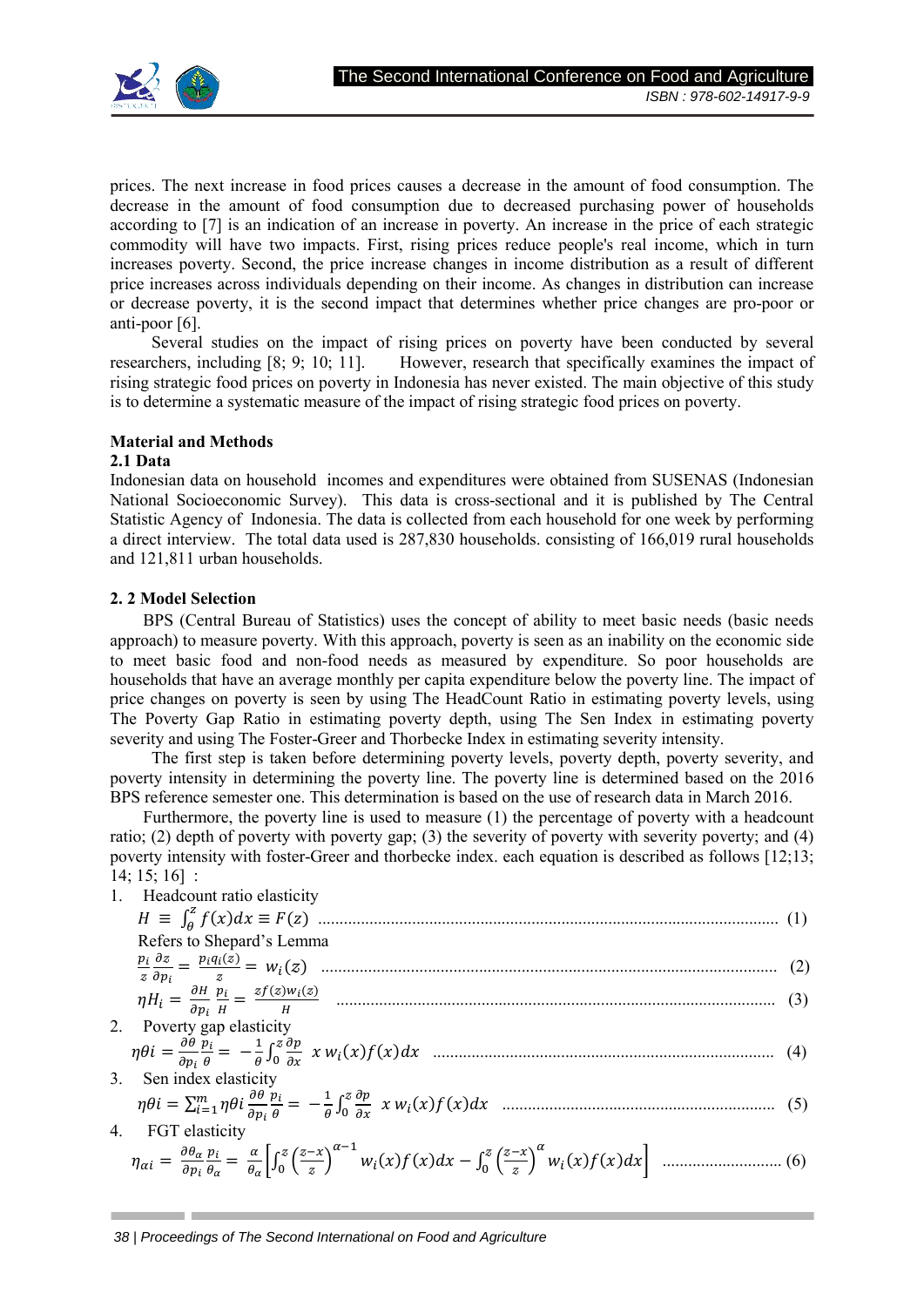prices. The next increase in food prices causes a decrease in the amount of food consumption. The decrease in the amount of food consumption due to decreased purchasing power of households according to [7] is an indication of an increase in poverty. An increase in the price of each strategic commodity will have two impacts. First, rising prices reduce people's real income, which in turn increases poverty. Second, the price increase changes in income distribution as a result of different price increases across individuals depending on their income. As changes in distribution can increase or decrease poverty, it is the second impact that determines whether price changes are pro-poor or anti-poor [6].

Several studies on the impact of rising prices on poverty have been conducted by several researchers, including [8; 9; 10; 11]. However, research that specifically examines the impact of rising strategic food prices on poverty in Indonesia has never existed. The main objective of this study is to determine a systematic measure of the impact of rising strategic food prices on poverty.

## Material and Methods

### 2.1 Data

Indonesian data on household incomes and expenditures were obtained from SUSENAS (Indonesian National Socioeconomic Survey). This data is cross-sectional and it is published by The Central Statistic Agency of Indonesia. The data is collected from each household for one week by performing a direct interview. The total data used is 287,830 households. consisting of 166,019 rural households and 121,811 urban households.

### 2. 2 Model Selection

BPS (Central Bureau of Statistics) uses the concept of ability to meet basic needs (basic needs approach) to measure poverty. With this approach, poverty is seen as an inability on the economic side to meet basic food and non-food needs as measured by expenditure. So poor households are households that have an average monthly per capita expenditure below the poverty line. The impact of price changes on poverty is seen by using The HeadCount Ratio in estimating poverty levels, using The Poverty Gap Ratio in estimating poverty depth, using The Sen Index in estimating poverty severity and using The Foster-Greer and Thorbecke Index in estimating severity intensity.

The first step is taken before determining poverty levels, poverty depth, poverty severity, and poverty intensity in determining the poverty line. The poverty line is determined based on the 2016 BPS reference semester one. This determination is based on the use of research data in March 2016.

Furthermore, the poverty line is used to measure (1) the percentage of poverty with a headcount ratio; (2) depth of poverty with poverty gap; (3) the severity of poverty with severity poverty; and (4) poverty intensity with foster-Greer and thorbecke index. each equation is described as follows [12;13; 14; 15; 16] :

1. Headcount ratio elasticity

$$H \equiv \int_{\theta}^{z} f(x)dx \equiv F(z) \quad \text{.......... (1)}$$

Refers to Shepard's Lemma

$$\frac{p_i}{z}\frac{\partial z}{\partial p_i} = \frac{p_i q_i(z)}{z} = w_i(z) \quad \text{.......... (2)}$$

$$\eta H_i = \frac{\partial H}{\partial p_i}\frac{p_i}{H} = \frac{z f(z) w_i(z)}{H} \quad \text{.......... (3)}$$

2. Poverty gap elasticity

$$\eta\theta i = \frac{\partial \theta}{\partial p_i}\frac{p_i}{\theta} = -\frac{1}{\theta}\int_0^z \frac{\partial p}{\partial x}\ x\, w_i(x) f(x)dx \quad \text{.......... (4)}$$

3. Sen index elasticity

$$\eta\theta i = \sum_{i=1}^{m} \eta\theta i \frac{\partial \theta}{\partial p_i}\frac{p_i}{\theta} = -\frac{1}{\theta}\int_0^z \frac{\partial p}{\partial x}\ x\, w_i(x) f(x)dx \quad \text{.......... (5)}$$

4. FGT elasticity

$$\eta_{\alpha i} = \frac{\partial \theta_\alpha}{\partial p_i}\frac{p_i}{\theta_\alpha} = \frac{\alpha}{\theta_\alpha}\left[\int_0^z \left(\frac{z-x}{z}\right)^{\alpha-1} w_i(x) f(x)dx - \int_0^z \left(\frac{z-x}{z}\right)^{\alpha} w_i(x) f(x)dx\right] \quad \text{.......... (6)}$$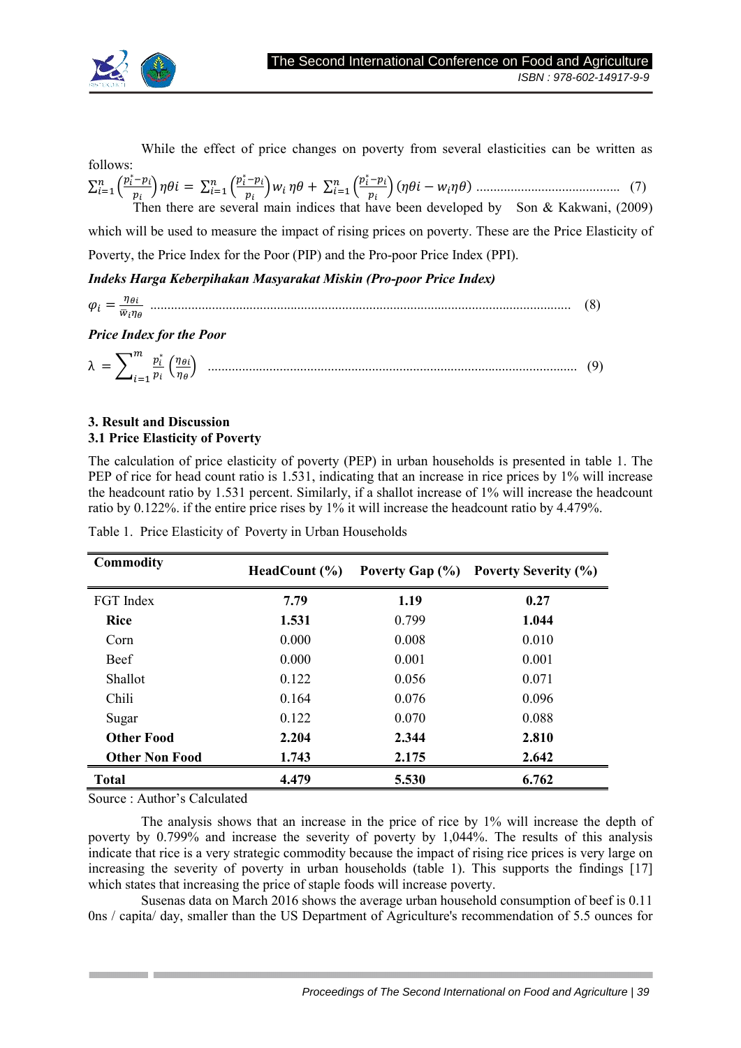While the effect of price changes on poverty from several elasticities can be written as follows:

$$\sum_{i=1}^{n}\left(\frac{p_i^*-p_i}{p_i}\right)\eta\theta i = \sum_{i=1}^{n}\left(\frac{p_i^*-p_i}{p_i}\right)w_i\,\eta\theta + \sum_{i=1}^{n}\left(\frac{p_i^*-p_i}{p_i}\right)(\eta\theta i - w_i\eta\theta) \quad (7)$$

Then there are several main indices that have been developed by Son & Kakwani, (2009) which will be used to measure the impact of rising prices on poverty. These are the Price Elasticity of Poverty, the Price Index for the Poor (PIP) and the Pro-poor Price Index (PPI).

***Indeks Harga Keberpihakan Masyarakat Miskin (Pro-poor Price Index)***

$$\varphi_i = \frac{\eta_{\theta i}}{w_i\eta_\theta} \quad (8)$$

***Price Index for the Poor***

$$\lambda = \sum_{i=1}^{m}\frac{p_i^*}{p_i}\left(\frac{\eta_{\theta i}}{\eta_\theta}\right) \quad (9)$$

## 3. Result and Discussion

### 3.1 Price Elasticity of Poverty

The calculation of price elasticity of poverty (PEP) in urban households is presented in table 1. The PEP of rice for head count ratio is 1.531, indicating that an increase in rice prices by 1% will increase the headcount ratio by 1.531 percent. Similarly, if a shallot increase of 1% will increase the headcount ratio by 0.122%. if the entire price rises by 1% it will increase the headcount ratio by 4.479%.

Table 1. Price Elasticity of Poverty in Urban Households

| Commodity | HeadCount (%) | Poverty Gap (%) | Poverty Severity (%) |
|---|---|---|---|
| FGT Index | **7.79** | **1.19** | **0.27** |
| **Rice** | **1.531** | 0.799 | **1.044** |
| Corn | 0.000 | 0.008 | 0.010 |
| Beef | 0.000 | 0.001 | 0.001 |
| Shallot | 0.122 | 0.056 | 0.071 |
| Chili | 0.164 | 0.076 | 0.096 |
| Sugar | 0.122 | 0.070 | 0.088 |
| **Other Food** | **2.204** | **2.344** | **2.810** |
| **Other Non Food** | **1.743** | **2.175** | **2.642** |
| **Total** | **4.479** | **5.530** | **6.762** |

Source : Author's Calculated

The analysis shows that an increase in the price of rice by 1% will increase the depth of poverty by 0.799% and increase the severity of poverty by 1,044%. The results of this analysis indicate that rice is a very strategic commodity because the impact of rising rice prices is very large on increasing the severity of poverty in urban households (table 1). This supports the findings [17] which states that increasing the price of staple foods will increase poverty.

Susenas data on March 2016 shows the average urban household consumption of beef is 0.11 0ns / capita/ day, smaller than the US Department of Agriculture's recommendation of 5.5 ounces for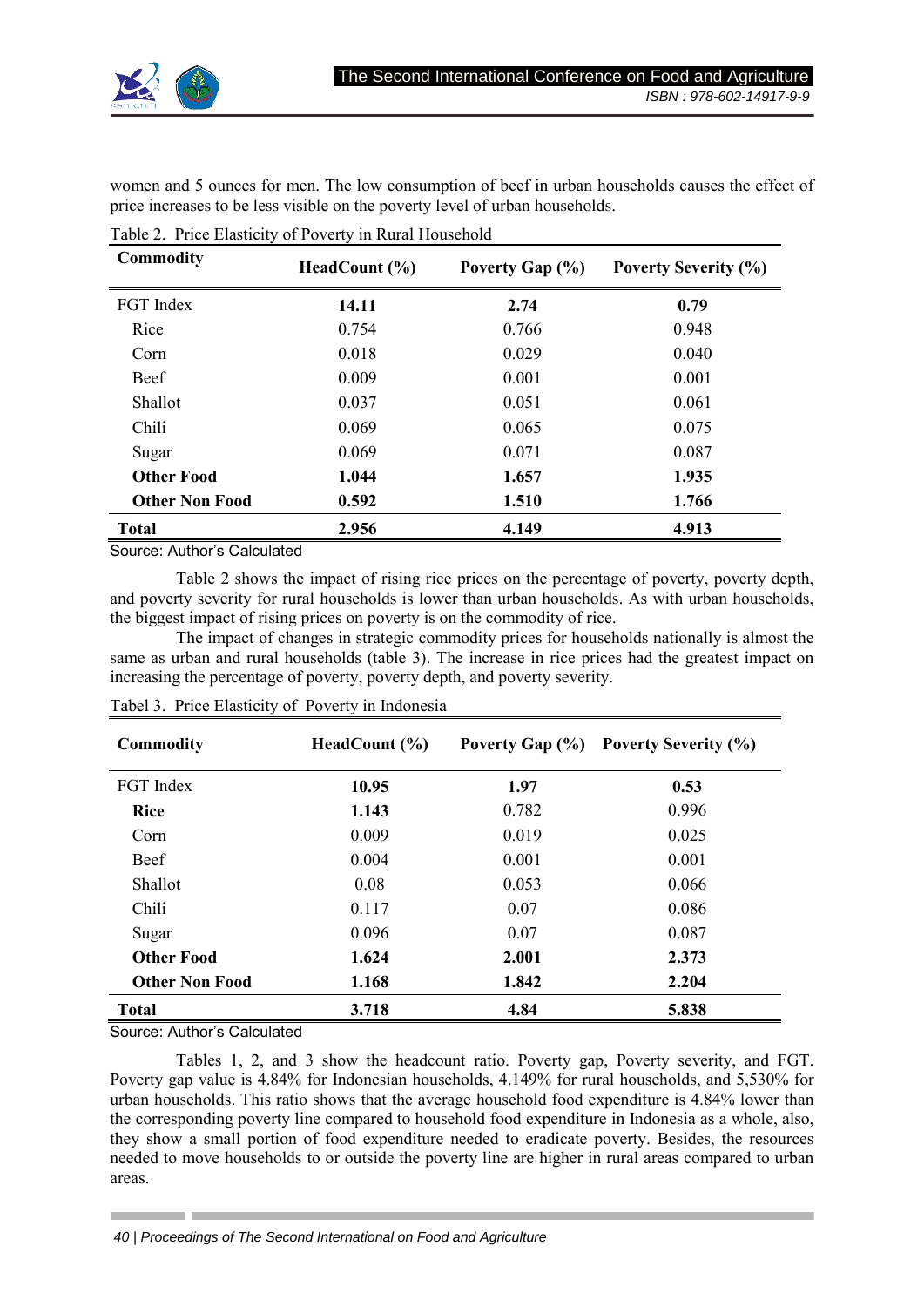women and 5 ounces for men. The low consumption of beef in urban households causes the effect of price increases to be less visible on the poverty level of urban households.

Table 2. Price Elasticity of Poverty in Rural Household

| Commodity | HeadCount (%) | Poverty Gap (%) | Poverty Severity (%) |
|---|---|---|---|
| FGT Index | **14.11** | **2.74** | **0.79** |
| Rice | 0.754 | 0.766 | 0.948 |
| Corn | 0.018 | 0.029 | 0.040 |
| Beef | 0.009 | 0.001 | 0.001 |
| Shallot | 0.037 | 0.051 | 0.061 |
| Chili | 0.069 | 0.065 | 0.075 |
| Sugar | 0.069 | 0.071 | 0.087 |
| **Other Food** | **1.044** | **1.657** | **1.935** |
| **Other Non Food** | **0.592** | **1.510** | **1.766** |
| **Total** | **2.956** | **4.149** | **4.913** |

Source: Author's Calculated

Table 2 shows the impact of rising rice prices on the percentage of poverty, poverty depth, and poverty severity for rural households is lower than urban households. As with urban households, the biggest impact of rising prices on poverty is on the commodity of rice.

The impact of changes in strategic commodity prices for households nationally is almost the same as urban and rural households (table 3). The increase in rice prices had the greatest impact on increasing the percentage of poverty, poverty depth, and poverty severity.

Tabel 3. Price Elasticity of Poverty in Indonesia

| Commodity | HeadCount (%) | Poverty Gap (%) | Poverty Severity (%) |
|---|---|---|---|
| FGT Index | **10.95** | **1.97** | **0.53** |
| **Rice** | **1.143** | 0.782 | 0.996 |
| Corn | 0.009 | 0.019 | 0.025 |
| Beef | 0.004 | 0.001 | 0.001 |
| Shallot | 0.08 | 0.053 | 0.066 |
| Chili | 0.117 | 0.07 | 0.086 |
| Sugar | 0.096 | 0.07 | 0.087 |
| **Other Food** | **1.624** | **2.001** | **2.373** |
| **Other Non Food** | **1.168** | **1.842** | **2.204** |
| **Total** | **3.718** | **4.84** | **5.838** |

Source: Author's Calculated

Tables 1, 2, and 3 show the headcount ratio. Poverty gap, Poverty severity, and FGT. Poverty gap value is 4.84% for Indonesian households, 4.149% for rural households, and 5,530% for urban households. This ratio shows that the average household food expenditure is 4.84% lower than the corresponding poverty line compared to household food expenditure in Indonesia as a whole, also, they show a small portion of food expenditure needed to eradicate poverty. Besides, the resources needed to move households to or outside the poverty line are higher in rural areas compared to urban areas.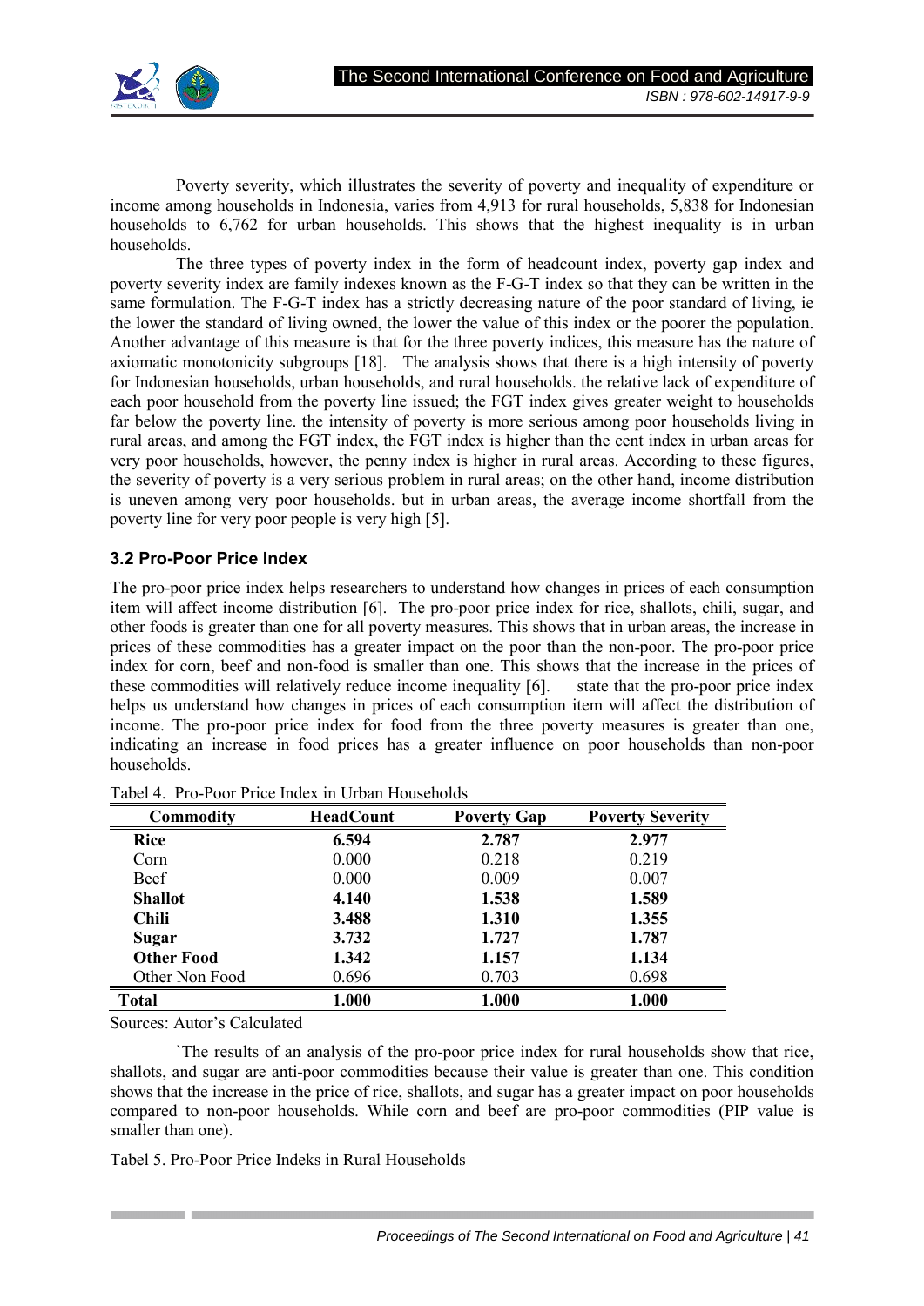Poverty severity, which illustrates the severity of poverty and inequality of expenditure or income among households in Indonesia, varies from 4,913 for rural households, 5,838 for Indonesian households to 6,762 for urban households. This shows that the highest inequality is in urban households.

The three types of poverty index in the form of headcount index, poverty gap index and poverty severity index are family indexes known as the F-G-T index so that they can be written in the same formulation. The F-G-T index has a strictly decreasing nature of the poor standard of living, ie the lower the standard of living owned, the lower the value of this index or the poorer the population. Another advantage of this measure is that for the three poverty indices, this measure has the nature of axiomatic monotonicity subgroups [18]. The analysis shows that there is a high intensity of poverty for Indonesian households, urban households, and rural households. the relative lack of expenditure of each poor household from the poverty line issued; the FGT index gives greater weight to households far below the poverty line. the intensity of poverty is more serious among poor households living in rural areas, and among the FGT index, the FGT index is higher than the cent index in urban areas for very poor households, however, the penny index is higher in rural areas. According to these figures, the severity of poverty is a very serious problem in rural areas; on the other hand, income distribution is uneven among very poor households. but in urban areas, the average income shortfall from the poverty line for very poor people is very high [5].

### 3.2 Pro-Poor Price Index

The pro-poor price index helps researchers to understand how changes in prices of each consumption item will affect income distribution [6]. The pro-poor price index for rice, shallots, chili, sugar, and other foods is greater than one for all poverty measures. This shows that in urban areas, the increase in prices of these commodities has a greater impact on the poor than the non-poor. The pro-poor price index for corn, beef and non-food is smaller than one. This shows that the increase in the prices of these commodities will relatively reduce income inequality [6]. state that the pro-poor price index helps us understand how changes in prices of each consumption item will affect the distribution of income. The pro-poor price index for food from the three poverty measures is greater than one, indicating an increase in food prices has a greater influence on poor households than non-poor households.

Tabel 4. Pro-Poor Price Index in Urban Households

| Commodity | HeadCount | Poverty Gap | Poverty Severity |
|---|---|---|---|
| **Rice** | **6.594** | **2.787** | **2.977** |
| Corn | 0.000 | 0.218 | 0.219 |
| Beef | 0.000 | 0.009 | 0.007 |
| **Shallot** | **4.140** | **1.538** | **1.589** |
| **Chili** | **3.488** | **1.310** | **1.355** |
| **Sugar** | **3.732** | **1.727** | **1.787** |
| **Other Food** | **1.342** | **1.157** | **1.134** |
| Other Non Food | 0.696 | 0.703 | 0.698 |
| **Total** | **1.000** | **1.000** | **1.000** |

Sources: Autor's Calculated

`The results of an analysis of the pro-poor price index for rural households show that rice, shallots, and sugar are anti-poor commodities because their value is greater than one. This condition shows that the increase in the price of rice, shallots, and sugar has a greater impact on poor households compared to non-poor households. While corn and beef are pro-poor commodities (PIP value is smaller than one).

Tabel 5. Pro-Poor Price Indeks in Rural Households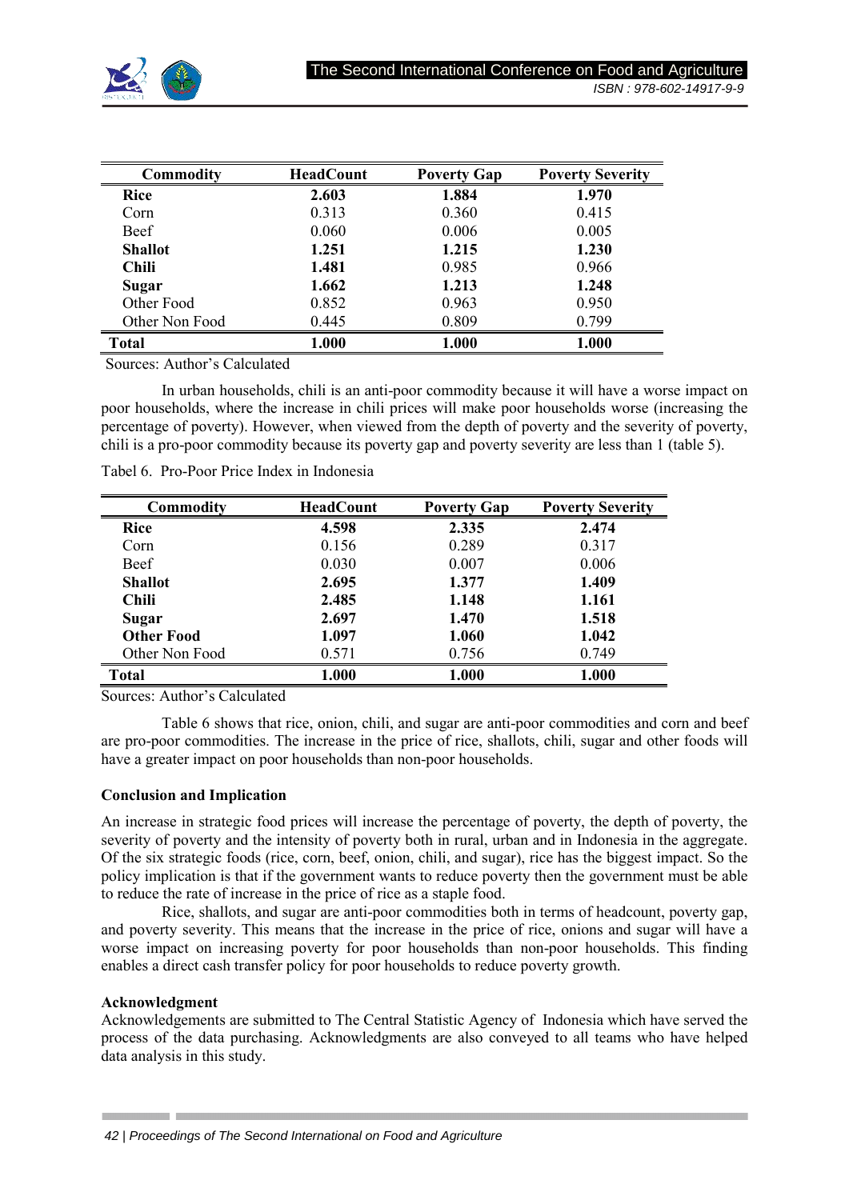| Commodity | HeadCount | Poverty Gap | Poverty Severity |
|---|---|---|---|
| **Rice** | **2.603** | **1.884** | **1.970** |
| Corn | 0.313 | 0.360 | 0.415 |
| Beef | 0.060 | 0.006 | 0.005 |
| **Shallot** | **1.251** | **1.215** | **1.230** |
| **Chili** | **1.481** | 0.985 | 0.966 |
| **Sugar** | **1.662** | **1.213** | **1.248** |
| Other Food | 0.852 | 0.963 | 0.950 |
| Other Non Food | 0.445 | 0.809 | 0.799 |
| **Total** | **1.000** | **1.000** | **1.000** |

Sources: Author's Calculated

In urban households, chili is an anti-poor commodity because it will have a worse impact on poor households, where the increase in chili prices will make poor households worse (increasing the percentage of poverty). However, when viewed from the depth of poverty and the severity of poverty, chili is a pro-poor commodity because its poverty gap and poverty severity are less than 1 (table 5).

Tabel 6. Pro-Poor Price Index in Indonesia

| Commodity | HeadCount | Poverty Gap | Poverty Severity |
|---|---|---|---|
| **Rice** | **4.598** | **2.335** | **2.474** |
| Corn | 0.156 | 0.289 | 0.317 |
| Beef | 0.030 | 0.007 | 0.006 |
| **Shallot** | **2.695** | **1.377** | **1.409** |
| **Chili** | **2.485** | **1.148** | **1.161** |
| **Sugar** | **2.697** | **1.470** | **1.518** |
| **Other Food** | **1.097** | **1.060** | **1.042** |
| Other Non Food | 0.571 | 0.756 | 0.749 |
| **Total** | **1.000** | **1.000** | **1.000** |

Sources: Author's Calculated

Table 6 shows that rice, onion, chili, and sugar are anti-poor commodities and corn and beef are pro-poor commodities. The increase in the price of rice, shallots, chili, sugar and other foods will have a greater impact on poor households than non-poor households.

## Conclusion and Implication

An increase in strategic food prices will increase the percentage of poverty, the depth of poverty, the severity of poverty and the intensity of poverty both in rural, urban and in Indonesia in the aggregate. Of the six strategic foods (rice, corn, beef, onion, chili, and sugar), rice has the biggest impact. So the policy implication is that if the government wants to reduce poverty then the government must be able to reduce the rate of increase in the price of rice as a staple food.

Rice, shallots, and sugar are anti-poor commodities both in terms of headcount, poverty gap, and poverty severity. This means that the increase in the price of rice, onions and sugar will have a worse impact on increasing poverty for poor households than non-poor households. This finding enables a direct cash transfer policy for poor households to reduce poverty growth.

## Acknowledgment

Acknowledgements are submitted to The Central Statistic Agency of Indonesia which have served the process of the data purchasing. Acknowledgments are also conveyed to all teams who have helped data analysis in this study.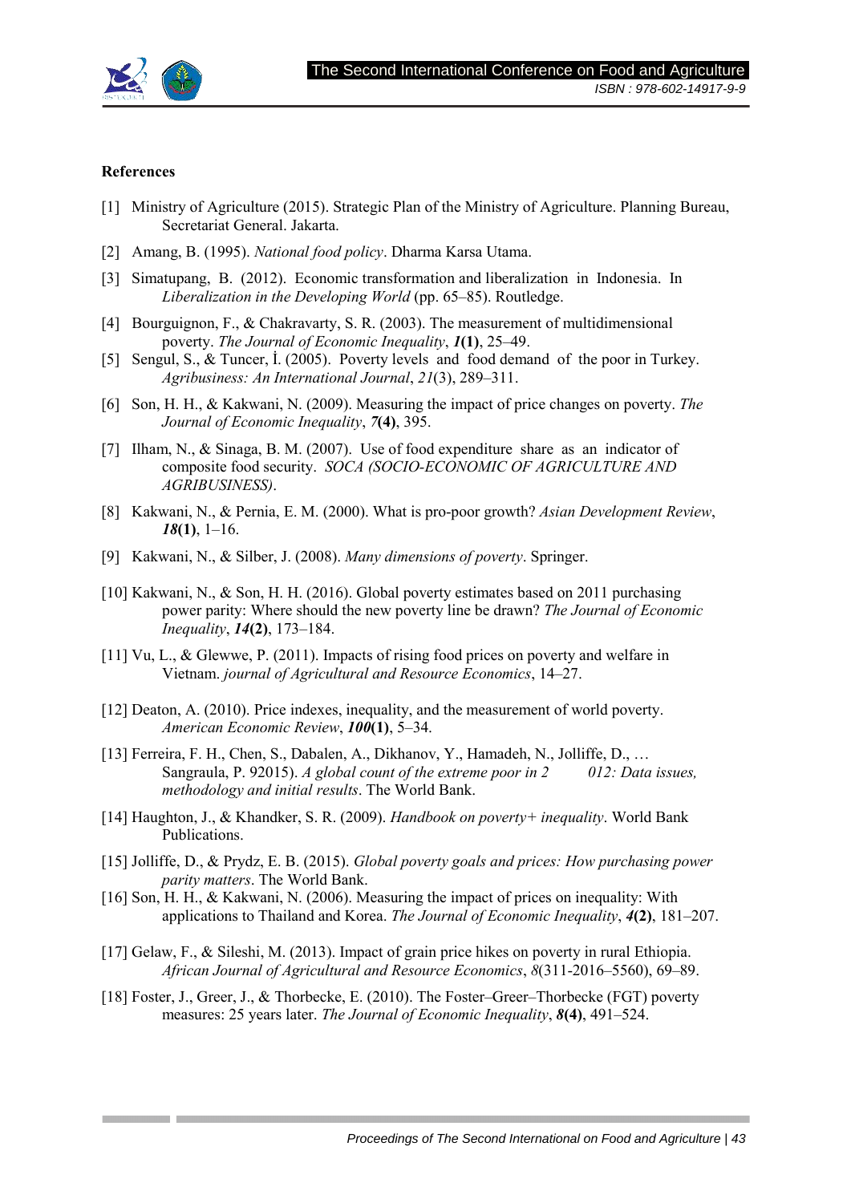**References**

[1] Ministry of Agriculture (2015). Strategic Plan of the Ministry of Agriculture. Planning Bureau, Secretariat General. Jakarta.

[2] Amang, B. (1995). *National food policy*. Dharma Karsa Utama.

[3] Simatupang, B. (2012). Economic transformation and liberalization in Indonesia. In *Liberalization in the Developing World* (pp. 65–85). Routledge.

[4] Bourguignon, F., & Chakravarty, S. R. (2003). The measurement of multidimensional poverty. *The Journal of Economic Inequality*, ***1*(1)**, 25–49.

[5] Sengul, S., & Tuncer, İ. (2005). Poverty levels and food demand of the poor in Turkey. *Agribusiness: An International Journal*, *21*(3), 289–311.

[6] Son, H. H., & Kakwani, N. (2009). Measuring the impact of price changes on poverty. *The Journal of Economic Inequality*, ***7*(4)**, 395.

[7] Ilham, N., & Sinaga, B. M. (2007). Use of food expenditure share as an indicator of composite food security. *SOCA (SOCIO-ECONOMIC OF AGRICULTURE AND AGRIBUSINESS)*.

[8] Kakwani, N., & Pernia, E. M. (2000). What is pro-poor growth? *Asian Development Review*, ***18*(1)**, 1–16.

[9] Kakwani, N., & Silber, J. (2008). *Many dimensions of poverty*. Springer.

[10] Kakwani, N., & Son, H. H. (2016). Global poverty estimates based on 2011 purchasing power parity: Where should the new poverty line be drawn? *The Journal of Economic Inequality*, ***14*(2)**, 173–184.

[11] Vu, L., & Glewwe, P. (2011). Impacts of rising food prices on poverty and welfare in Vietnam. *journal of Agricultural and Resource Economics*, 14–27.

[12] Deaton, A. (2010). Price indexes, inequality, and the measurement of world poverty. *American Economic Review*, ***100*(1)**, 5–34.

[13] Ferreira, F. H., Chen, S., Dabalen, A., Dikhanov, Y., Hamadeh, N., Jolliffe, D., … Sangraula, P. 92015). *A global count of the extreme poor in 2 012: Data issues, methodology and initial results*. The World Bank.

[14] Haughton, J., & Khandker, S. R. (2009). *Handbook on poverty+ inequality*. World Bank Publications.

[15] Jolliffe, D., & Prydz, E. B. (2015). *Global poverty goals and prices: How purchasing power parity matters*. The World Bank.

[16] Son, H. H., & Kakwani, N. (2006). Measuring the impact of prices on inequality: With applications to Thailand and Korea. *The Journal of Economic Inequality*, ***4*(2)**, 181–207.

[17] Gelaw, F., & Sileshi, M. (2013). Impact of grain price hikes on poverty in rural Ethiopia. *African Journal of Agricultural and Resource Economics*, *8*(311-2016–5560), 69–89.

[18] Foster, J., Greer, J., & Thorbecke, E. (2010). The Foster–Greer–Thorbecke (FGT) poverty measures: 25 years later. *The Journal of Economic Inequality*, ***8*(4)**, 491–524.